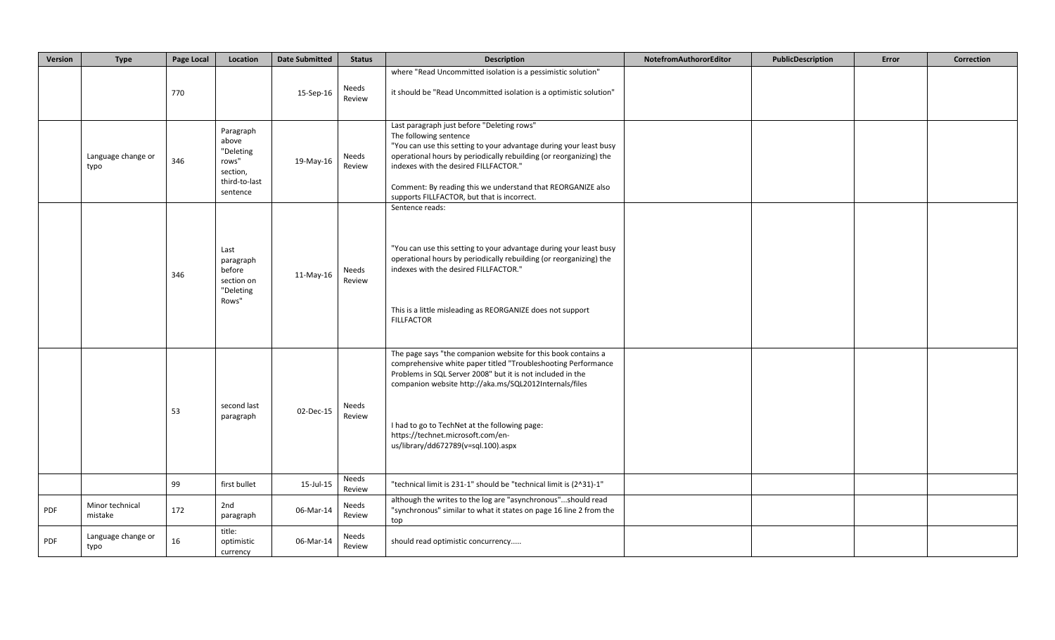| Version | Type | Page Local | Location | Date Submitted | Status | Description | NotefromAuthororEditor | PublicDescription | Error | Correction |
|---|---|---|---|---|---|---|---|---|---|---|
| | | 770 | | 15-Sep-16 | Needs Review | where "Read Uncommitted isolation is a pessimistic solution"<br><br>it should be "Read Uncommitted isolation is a optimistic solution" | | | | |
| | Language change or typo | 346 | Paragraph above "Deleting rows" section, third-to-last sentence | 19-May-16 | Needs Review | Last paragraph just before "Deleting rows"<br>The following sentence<br>"You can use this setting to your advantage during your least busy operational hours by periodically rebuilding (or reorganizing) the indexes with the desired FILLFACTOR."<br><br>Comment: By reading this we understand that REORGANIZE also supports FILLFACTOR, but that is incorrect. | | | | |
| | | 346 | Last paragraph before section on "Deleting Rows" | 11-May-16 | Needs Review | Sentence reads:<br><br>"You can use this setting to your advantage during your least busy operational hours by periodically rebuilding (or reorganizing) the indexes with the desired FILLFACTOR."<br><br>This is a little misleading as REORGANIZE does not support FILLFACTOR | | | | |
| | | 53 | second last paragraph | 02-Dec-15 | Needs Review | The page says "the companion website for this book contains a comprehensive white paper titled "Troubleshooting Performance Problems in SQL Server 2008" but it is not included in the companion website http://aka.ms/SQL2012Internals/files<br><br>I had to go to TechNet at the following page: https://technet.microsoft.com/en-us/library/dd672789(v=sql.100).aspx | | | | |
| | | 99 | first bullet | 15-Jul-15 | Needs Review | "technical limit is 231-1" should be "technical limit is (2^31)-1" | | | | |
| PDF | Minor technical mistake | 172 | 2nd paragraph | 06-Mar-14 | Needs Review | although the writes to the log are "asynchronous"...should read "synchronous" similar to what it states on page 16 line 2 from the top | | | | |
| PDF | Language change or typo | 16 | title: optimistic currency | 06-Mar-14 | Needs Review | should read optimistic concurrency..... | | | | |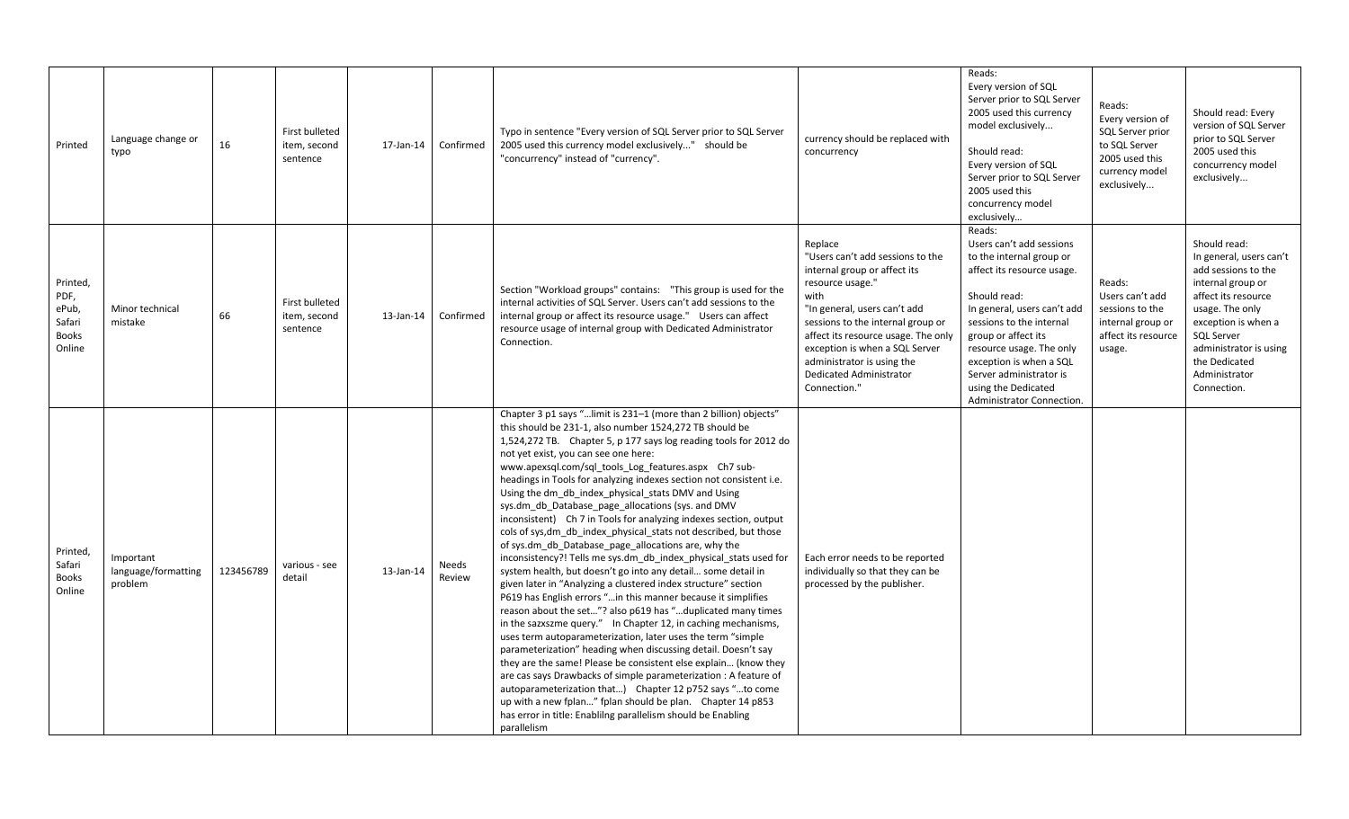| | | | | | | | | | | |
|---|---|---|---|---|---|---|---|---|---|---|
| Printed | Language change or typo | 16 | First bulleted item, second sentence | 17-Jan-14 | Confirmed | Typo in sentence "Every version of SQL Server prior to SQL Server 2005 used this currency model exclusively..." should be "concurrency" instead of "currency". | currency should be replaced with concurrency | Reads: Every version of SQL Server prior to SQL Server 2005 used this currency model exclusively... Should read: Every version of SQL Server prior to SQL Server 2005 used this concurrency model exclusively... | Reads: Every version of SQL Server prior to SQL Server 2005 used this currency model exclusively... | Should read: Every version of SQL Server prior to SQL Server 2005 used this concurrency model exclusively... |
| Printed, PDF, ePub, Safari Books Online | Minor technical mistake | 66 | First bulleted item, second sentence | 13-Jan-14 | Confirmed | Section "Workload groups" contains: "This group is used for the internal activities of SQL Server. Users can't add sessions to the internal group or affect its resource usage." Users can affect resource usage of internal group with Dedicated Administrator Connection. | Replace "Users can't add sessions to the internal group or affect its resource usage." with "In general, users can't add sessions to the internal group or affect its resource usage. The only exception is when a SQL Server administrator is using the Dedicated Administrator Connection." | Reads: Users can't add sessions to the internal group or affect its resource usage. Should read: In general, users can't add sessions to the internal group or affect its resource usage. The only exception is when a SQL Server administrator is using the Dedicated Administrator Connection. | Reads: Users can't add sessions to the internal group or affect its resource usage. | Should read: In general, users can't add sessions to the internal group or affect its resource usage. The only exception is when a SQL Server administrator is using the Dedicated Administrator Connection. |
| Printed, Safari Books Online | Important language/formatting problem | 123456789 | various - see detail | 13-Jan-14 | Needs Review | Chapter 3 p1 says "…limit is 231–1 (more than 2 billion) objects" this should be 231-1, also number 1524,272 TB should be 1,524,272 TB. Chapter 5, p 177 says log reading tools for 2012 do not yet exist, you can see one here: www.apexsql.com/sql_tools_Log_features.aspx Ch7 sub-headings in Tools for analyzing indexes section not consistent i.e. Using the dm_db_index_physical_stats DMV and Using sys.dm_db_Database_page_allocations (sys. and DMV inconsistent) Ch 7 in Tools for analyzing indexes section, output cols of sys,dm_db_index_physical_stats not described, but those of sys.dm_db_Database_page_allocations are, why the inconsistency?! Tells me sys.dm_db_index_physical_stats used for system health, but doesn't go into any detail… some detail in given later in "Analyzing a clustered index structure" section P619 has English errors "…in this manner because it simplifies reason about the set…"? also p619 has "…duplicated many times in the sazxszme query." In Chapter 12, in caching mechanisms, uses term autoparameterization, later uses the term "simple parameterization" heading when discussing detail. Doesn't say they are the same! Please be consistent else explain… (know they are cas says Drawbacks of simple parameterization : A feature of autoparameterization that…) Chapter 12 p752 says "…to come up with a new fplan…" fplan should be plan. Chapter 14 p853 has error in title: Enablilng parallelism should be Enabling parallelism | Each error needs to be reported individually so that they can be processed by the publisher. | | | |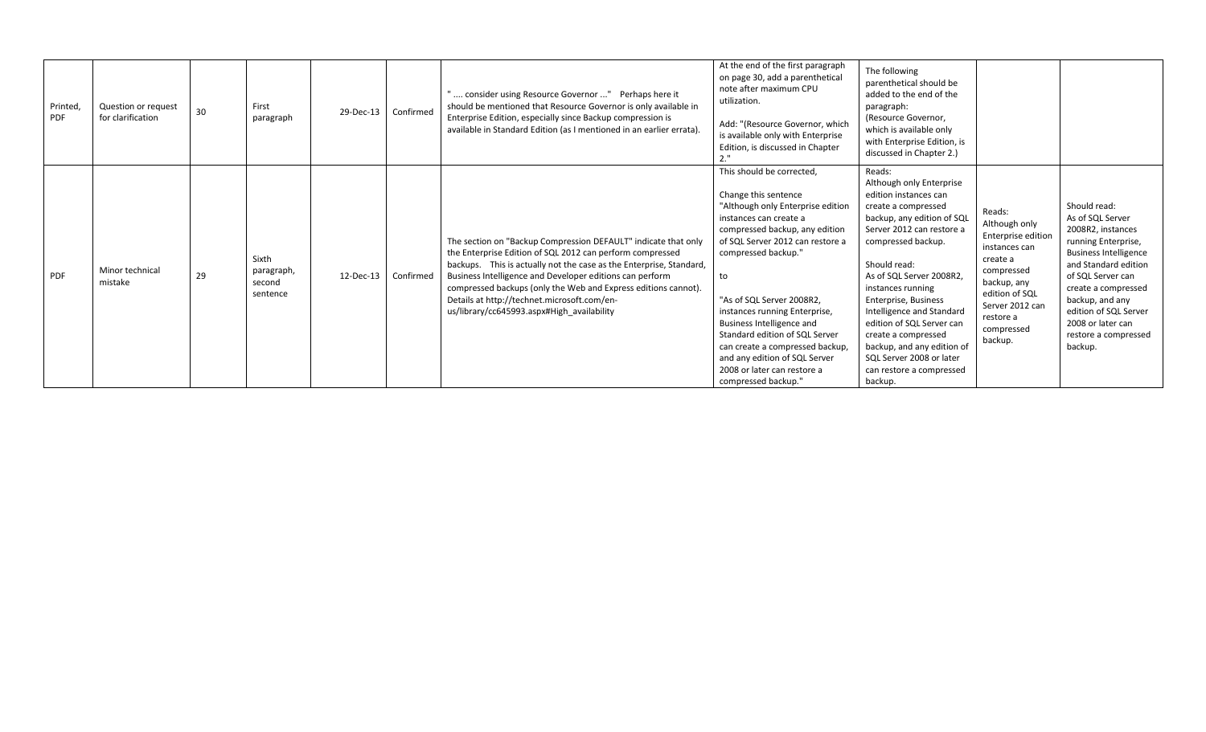| | | | | | | | | | | |
|---|---|---|---|---|---|---|---|---|---|---|
| Printed, PDF | Question or request for clarification | 30 | First paragraph | 29-Dec-13 | Confirmed | " .... consider using Resource Governor ..." Perhaps here it should be mentioned that Resource Governor is only available in Enterprise Edition, especially since Backup compression is available in Standard Edition (as I mentioned in an earlier errata). | At the end of the first paragraph on page 30, add a parenthetical note after maximum CPU utilization.<br><br>Add: "(Resource Governor, which is available only with Enterprise Edition, is discussed in Chapter 2." | The following parenthetical should be added to the end of the paragraph:<br>(Resource Governor, which is available only with Enterprise Edition, is discussed in Chapter 2.) | | |
| PDF | Minor technical mistake | 29 | Sixth paragraph, second sentence | 12-Dec-13 | Confirmed | The section on "Backup Compression DEFAULT" indicate that only the Enterprise Edition of SQL 2012 can perform compressed backups. This is actually not the case as the Enterprise, Standard, Business Intelligence and Developer editions can perform compressed backups (only the Web and Express editions cannot). Details at http://technet.microsoft.com/en-us/library/cc645993.aspx#High_availability | This should be corrected,<br><br>Change this sentence "Although only Enterprise edition instances can create a compressed backup, any edition of SQL Server 2012 can restore a compressed backup."<br><br>to<br><br>"As of SQL Server 2008R2, instances running Enterprise, Business Intelligence and Standard edition of SQL Server can create a compressed backup, and any edition of SQL Server 2008 or later can restore a compressed backup." | Reads:<br>Although only Enterprise edition instances can create a compressed backup, any edition of SQL Server 2012 can restore a compressed backup.<br><br>Should read:<br>As of SQL Server 2008R2, instances running Enterprise, Business Intelligence and Standard edition of SQL Server can create a compressed backup, and any edition of SQL Server 2008 or later can restore a compressed backup. | Reads:<br>Although only Enterprise edition instances can create a compressed backup, any edition of SQL Server 2012 can restore a compressed backup. | Should read:<br>As of SQL Server 2008R2, instances running Enterprise, Business Intelligence and Standard edition of SQL Server can create a compressed backup, and any edition of SQL Server 2008 or later can restore a compressed backup. |